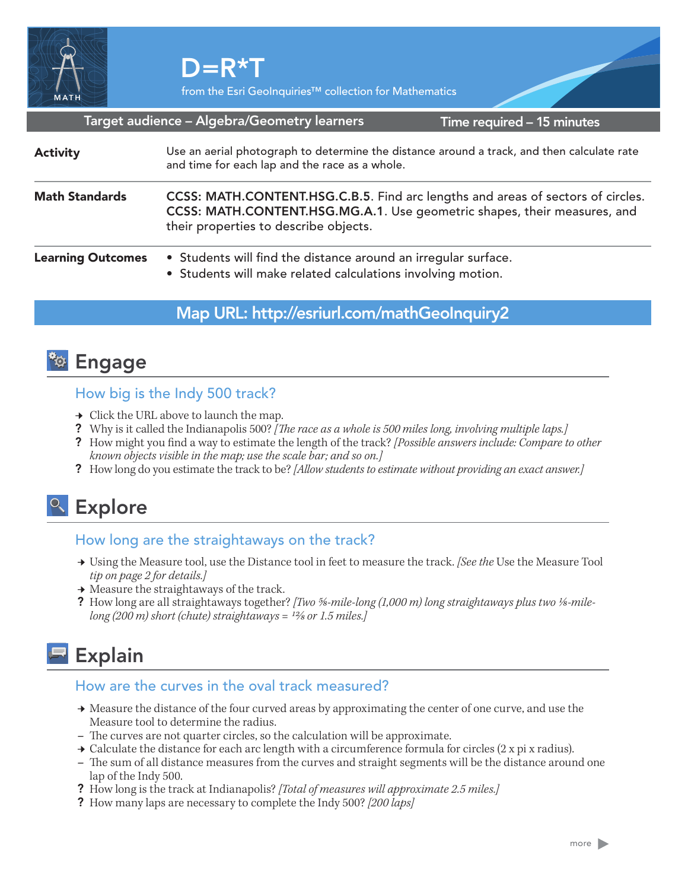# D=R*T

from the Esri GeoInquiries™ collection for Mathematics

**Target audience – Algebra/Geometry learners** | **Time required – 15 minutes**

| | |
|---|---|
| **Activity** | Use an aerial photograph to determine the distance around a track, and then calculate rate and time for each lap and the race as a whole. |
| **Math Standards** | CCSS: MATH.CONTENT.HSG.C.B.5. Find arc lengths and areas of sectors of circles. CCSS: MATH.CONTENT.HSG.MG.A.1. Use geometric shapes, their measures, and their properties to describe objects. |
| **Learning Outcomes** | • Students will find the distance around an irregular surface.<br>• Students will make related calculations involving motion. |

**Map URL: http://esriurl.com/mathGeoInquiry2**

## Engage

### How big is the Indy 500 track?

→ Click the URL above to launch the map.

? Why is it called the Indianapolis 500? *[The race as a whole is 500 miles long, involving multiple laps.]*

? How might you find a way to estimate the length of the track? *[Possible answers include: Compare to other known objects visible in the map; use the scale bar; and so on.]*

? How long do you estimate the track to be? *[Allow students to estimate without providing an exact answer.]*

## Explore

### How long are the straightaways on the track?

→ Using the Measure tool, use the Distance tool in feet to measure the track. *[See the* Use the Measure Tool *tip on page 2 for details.]*

→ Measure the straightaways of the track.

? How long are all straightaways together? *[Two 5/8-mile-long (1,000 m) long straightaways plus two 1/8-mile-long (200 m) short (chute) straightaways = 12/8 or 1.5 miles.]*

## Explain

### How are the curves in the oval track measured?

→ Measure the distance of the four curved areas by approximating the center of one curve, and use the Measure tool to determine the radius.

– The curves are not quarter circles, so the calculation will be approximate.

→ Calculate the distance for each arc length with a circumference formula for circles (2 x pi x radius).

– The sum of all distance measures from the curves and straight segments will be the distance around one lap of the Indy 500.

? How long is the track at Indianapolis? *[Total of measures will approximate 2.5 miles.]*

? How many laps are necessary to complete the Indy 500? *[200 laps]*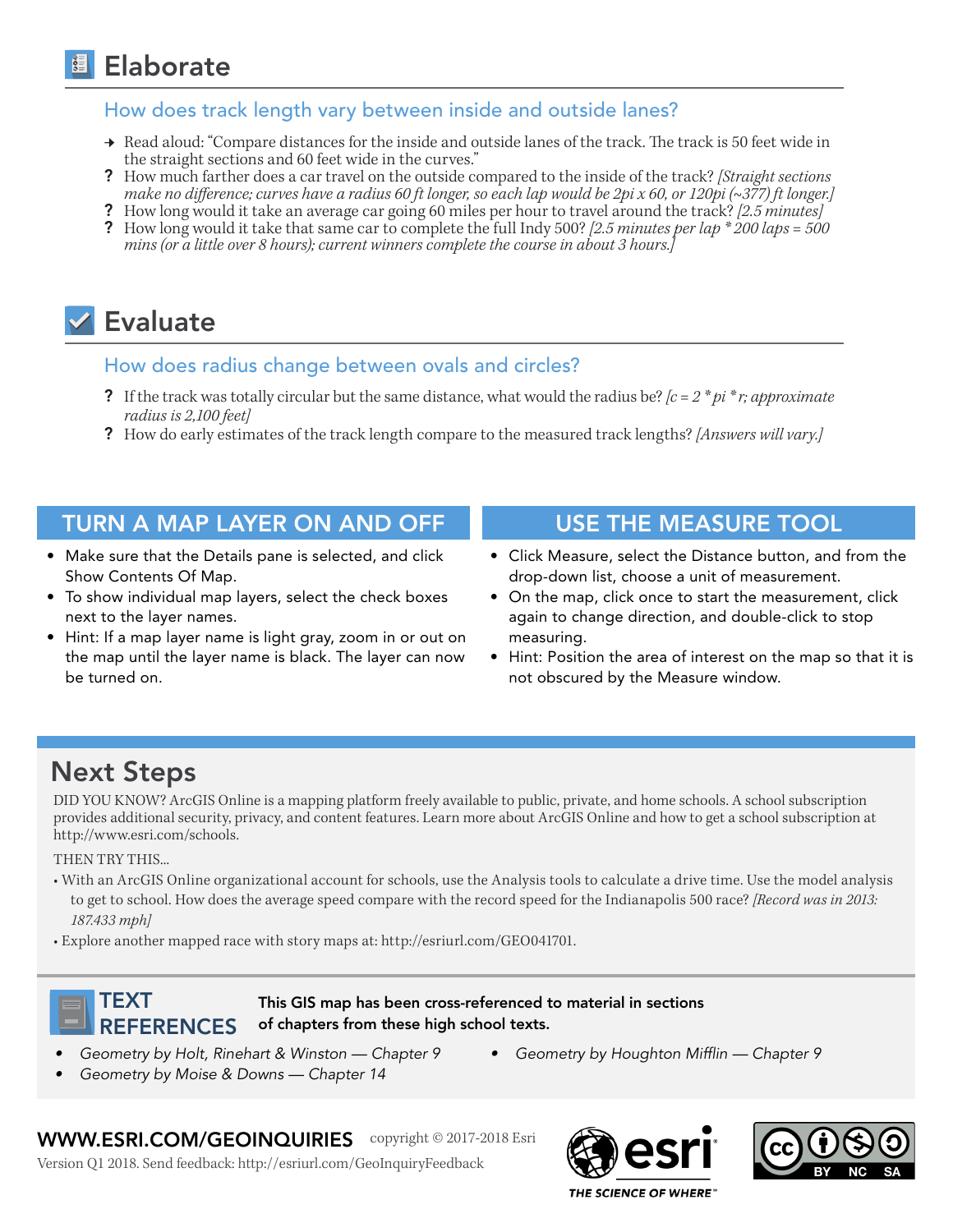## Elaborate

### How does track length vary between inside and outside lanes?

→ Read aloud: "Compare distances for the inside and outside lanes of the track. The track is 50 feet wide in the straight sections and 60 feet wide in the curves."

? How much farther does a car travel on the outside compared to the inside of the track? *[Straight sections make no difference; curves have a radius 60 ft longer, so each lap would be 2pi x 60, or 120pi (~377) ft longer.]*

? How long would it take an average car going 60 miles per hour to travel around the track? *[2.5 minutes]*

? How long would it take that same car to complete the full Indy 500? *[2.5 minutes per lap * 200 laps = 500 mins (or a little over 8 hours); current winners complete the course in about 3 hours.]*

## Evaluate

### How does radius change between ovals and circles?

? If the track was totally circular but the same distance, what would the radius be? *[c = 2 * pi * r; approximate radius is 2,100 feet]*

? How do early estimates of the track length compare to the measured track lengths? *[Answers will vary.]*

### TURN A MAP LAYER ON AND OFF

- Make sure that the Details pane is selected, and click Show Contents Of Map.
- To show individual map layers, select the check boxes next to the layer names.
- Hint: If a map layer name is light gray, zoom in or out on the map until the layer name is black. The layer can now be turned on.

### USE THE MEASURE TOOL

- Click Measure, select the Distance button, and from the drop-down list, choose a unit of measurement.
- On the map, click once to start the measurement, click again to change direction, and double-click to stop measuring.
- Hint: Position the area of interest on the map so that it is not obscured by the Measure window.

## Next Steps

DID YOU KNOW? ArcGIS Online is a mapping platform freely available to public, private, and home schools. A school subscription provides additional security, privacy, and content features. Learn more about ArcGIS Online and how to get a school subscription at http://www.esri.com/schools.

THEN TRY THIS...

- With an ArcGIS Online organizational account for schools, use the Analysis tools to calculate a drive time. Use the model analysis to get to school. How does the average speed compare with the record speed for the Indianapolis 500 race? *[Record was in 2013: 187.433 mph]*
- Explore another mapped race with story maps at: http://esriurl.com/GEO041701.

### TEXT REFERENCES

**This GIS map has been cross-referenced to material in sections of chapters from these high school texts.**

- *Geometry by Holt, Rinehart & Winston — Chapter 9*
- *Geometry by Houghton Mifflin — Chapter 9*
- *Geometry by Moise & Downs — Chapter 14*

**WWW.ESRI.COM/GEOINQUIRIES** copyright © 2017-2018 Esri

Version Q1 2018. Send feedback: http://esriurl.com/GeoInquiryFeedback

THE SCIENCE OF WHERE™